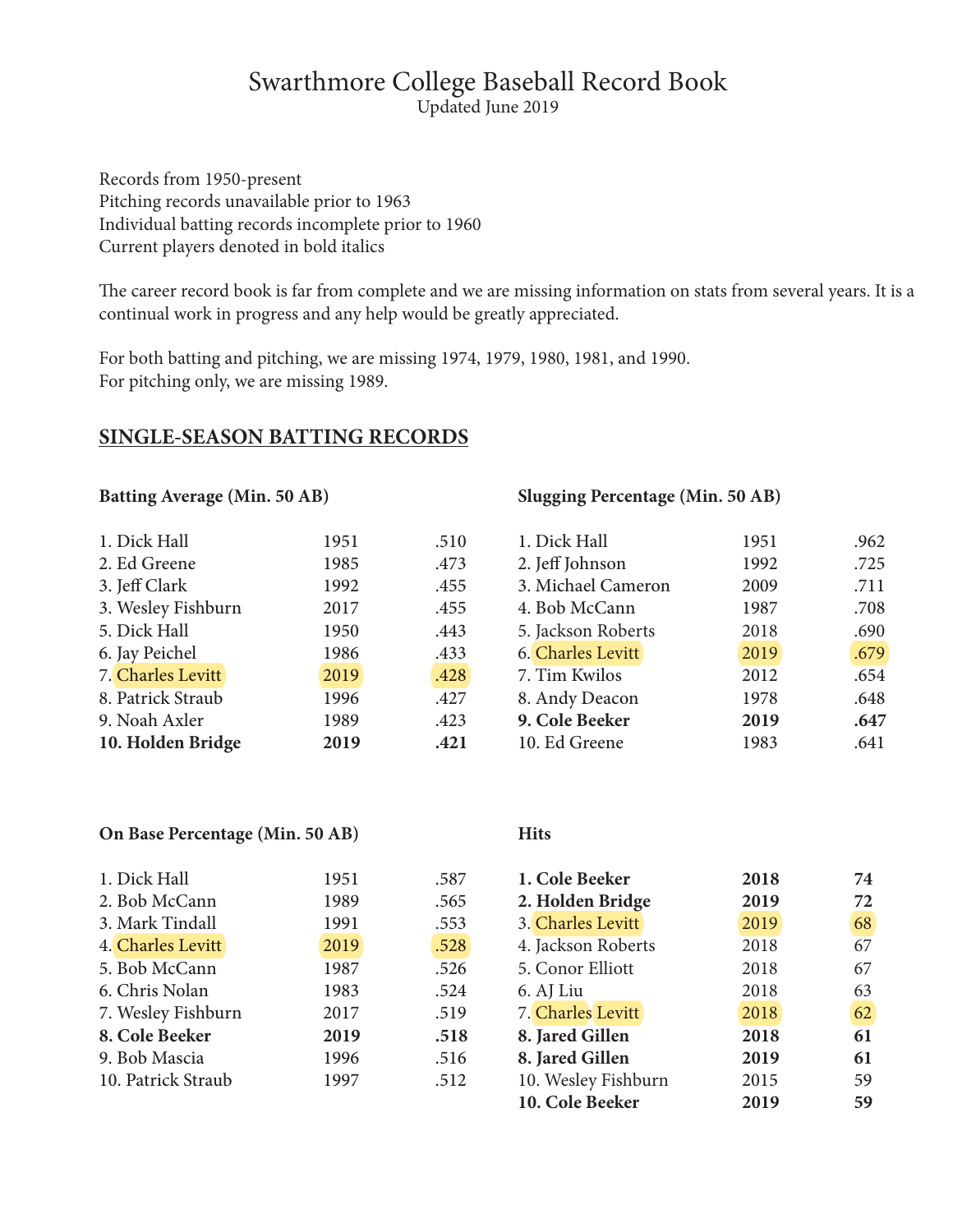# Swarthmore College Baseball Record Book

Updated June 2019

Records from 1950-present
Pitching records unavailable prior to 1963
Individual batting records incomplete prior to 1960
Current players denoted in bold italics

The career record book is far from complete and we are missing information on stats from several years. It is a continual work in progress and any help would be greatly appreciated.

For both batting and pitching, we are missing 1974, 1979, 1980, 1981, and 1990.
For pitching only, we are missing 1989.

## SINGLE-SEASON BATTING RECORDS

### Batting Average (Min. 50 AB)

| Player | Year | AVG |
|---|---|---|
| 1. Dick Hall | 1951 | .510 |
| 2. Ed Greene | 1985 | .473 |
| 3. Jeff Clark | 1992 | .455 |
| 3. Wesley Fishburn | 2017 | .455 |
| 5. Dick Hall | 1950 | .443 |
| 6. Jay Peichel | 1986 | .433 |
| 7. Charles Levitt | 2019 | .428 |
| 8. Patrick Straub | 1996 | .427 |
| 9. Noah Axler | 1989 | .423 |
| **10. Holden Bridge** | **2019** | **.421** |

### Slugging Percentage (Min. 50 AB)

| Player | Year | SLG |
|---|---|---|
| 1. Dick Hall | 1951 | .962 |
| 2. Jeff Johnson | 1992 | .725 |
| 3. Michael Cameron | 2009 | .711 |
| 4. Bob McCann | 1987 | .708 |
| 5. Jackson Roberts | 2018 | .690 |
| 6. Charles Levitt | 2019 | .679 |
| 7. Tim Kwilos | 2012 | .654 |
| 8. Andy Deacon | 1978 | .648 |
| **9. Cole Beeker** | **2019** | **.647** |
| 10. Ed Greene | 1983 | .641 |

### On Base Percentage (Min. 50 AB)

| Player | Year | OBP |
|---|---|---|
| 1. Dick Hall | 1951 | .587 |
| 2. Bob McCann | 1989 | .565 |
| 3. Mark Tindall | 1991 | .553 |
| 4. Charles Levitt | 2019 | .528 |
| 5. Bob McCann | 1987 | .526 |
| 6. Chris Nolan | 1983 | .524 |
| 7. Wesley Fishburn | 2017 | .519 |
| **8. Cole Beeker** | **2019** | **.518** |
| 9. Bob Mascia | 1996 | .516 |
| 10. Patrick Straub | 1997 | .512 |

### Hits

| Player | Year | H |
|---|---|---|
| **1. Cole Beeker** | **2018** | **74** |
| **2. Holden Bridge** | **2019** | **72** |
| 3. Charles Levitt | 2019 | 68 |
| 4. Jackson Roberts | 2018 | 67 |
| 5. Conor Elliott | 2018 | 67 |
| 6. AJ Liu | 2018 | 63 |
| 7. Charles Levitt | 2018 | 62 |
| **8. Jared Gillen** | **2018** | **61** |
| **8. Jared Gillen** | **2019** | **61** |
| 10. Wesley Fishburn | 2015 | 59 |
| **10. Cole Beeker** | **2019** | **59** |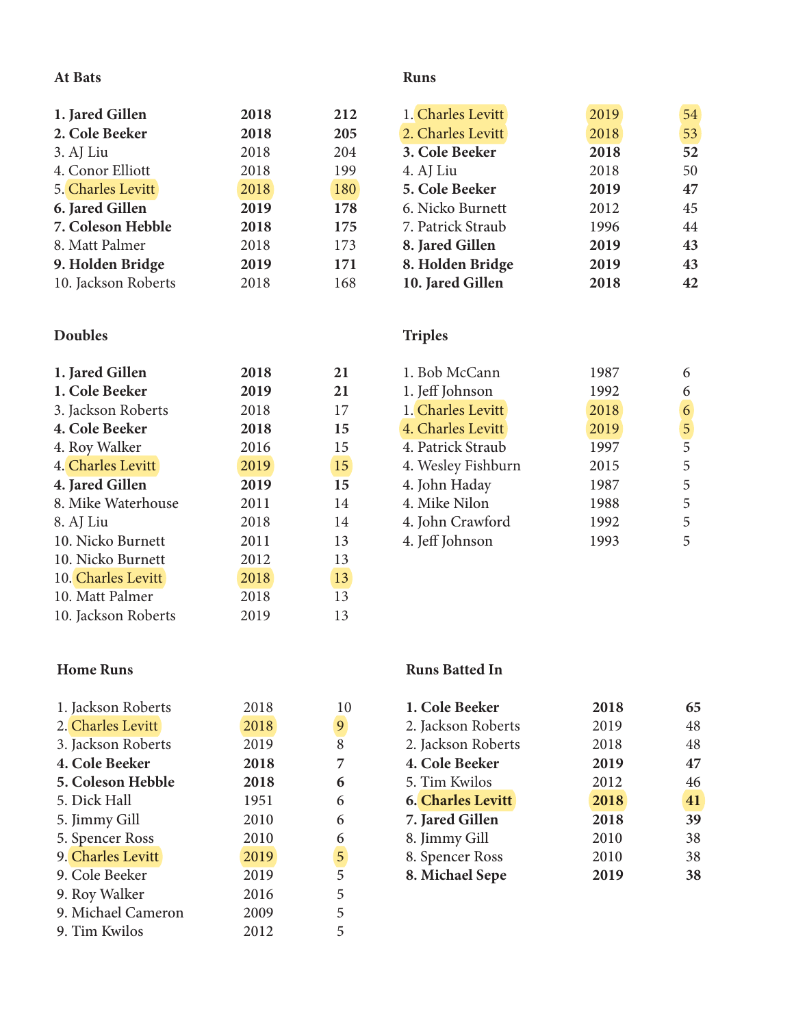### At Bats

| | | |
|---|---|---|
| **1. Jared Gillen** | **2018** | **212** |
| **2. Cole Beeker** | **2018** | **205** |
| 3. AJ Liu | 2018 | 204 |
| 4. Conor Elliott | 2018 | 199 |
| 5. Charles Levitt | 2018 | 180 |
| **6. Jared Gillen** | **2019** | **178** |
| **7. Coleson Hebble** | **2018** | **175** |
| 8. Matt Palmer | 2018 | 173 |
| **9. Holden Bridge** | **2019** | **171** |
| 10. Jackson Roberts | 2018 | 168 |

### Runs

| | | |
|---|---|---|
| 1. Charles Levitt | 2019 | 54 |
| 2. Charles Levitt | 2018 | 53 |
| **3. Cole Beeker** | **2018** | **52** |
| 4. AJ Liu | 2018 | 50 |
| **5. Cole Beeker** | **2019** | **47** |
| 6. Nicko Burnett | 2012 | 45 |
| 7. Patrick Straub | 1996 | 44 |
| **8. Jared Gillen** | **2019** | **43** |
| **8. Holden Bridge** | **2019** | **43** |
| **10. Jared Gillen** | **2018** | **42** |

### Doubles

| | | |
|---|---|---|
| **1. Jared Gillen** | **2018** | **21** |
| **1. Cole Beeker** | **2019** | **21** |
| 3. Jackson Roberts | 2018 | 17 |
| **4. Cole Beeker** | **2018** | **15** |
| 4. Roy Walker | 2016 | 15 |
| 4. Charles Levitt | 2019 | 15 |
| **4. Jared Gillen** | **2019** | **15** |
| 8. Mike Waterhouse | 2011 | 14 |
| 8. AJ Liu | 2018 | 14 |
| 10. Nicko Burnett | 2011 | 13 |
| 10. Nicko Burnett | 2012 | 13 |
| 10. Charles Levitt | 2018 | 13 |
| 10. Matt Palmer | 2018 | 13 |
| 10. Jackson Roberts | 2019 | 13 |

### Triples

| | | |
|---|---|---|
| 1. Bob McCann | 1987 | 6 |
| 1. Jeff Johnson | 1992 | 6 |
| 1. Charles Levitt | 2018 | 6 |
| 4. Charles Levitt | 2019 | 5 |
| 4. Patrick Straub | 1997 | 5 |
| 4. Wesley Fishburn | 2015 | 5 |
| 4. John Haday | 1987 | 5 |
| 4. Mike Nilon | 1988 | 5 |
| 4. John Crawford | 1992 | 5 |
| 4. Jeff Johnson | 1993 | 5 |

### Home Runs

| | | |
|---|---|---|
| 1. Jackson Roberts | 2018 | 10 |
| 2. Charles Levitt | 2018 | 9 |
| 3. Jackson Roberts | 2019 | 8 |
| **4. Cole Beeker** | **2018** | **7** |
| **5. Coleson Hebble** | **2018** | **6** |
| 5. Dick Hall | 1951 | 6 |
| 5. Jimmy Gill | 2010 | 6 |
| 5. Spencer Ross | 2010 | 6 |
| 9. Charles Levitt | 2019 | 5 |
| 9. Cole Beeker | 2019 | 5 |
| 9. Roy Walker | 2016 | 5 |
| 9. Michael Cameron | 2009 | 5 |
| 9. Tim Kwilos | 2012 | 5 |

### Runs Batted In

| | | |
|---|---|---|
| **1. Cole Beeker** | **2018** | **65** |
| 2. Jackson Roberts | 2019 | 48 |
| 2. Jackson Roberts | 2018 | 48 |
| **4. Cole Beeker** | **2019** | **47** |
| 5. Tim Kwilos | 2012 | 46 |
| **6. Charles Levitt** | **2018** | **41** |
| **7. Jared Gillen** | **2018** | **39** |
| 8. Jimmy Gill | 2010 | 38 |
| 8. Spencer Ross | 2010 | 38 |
| **8. Michael Sepe** | **2019** | **38** |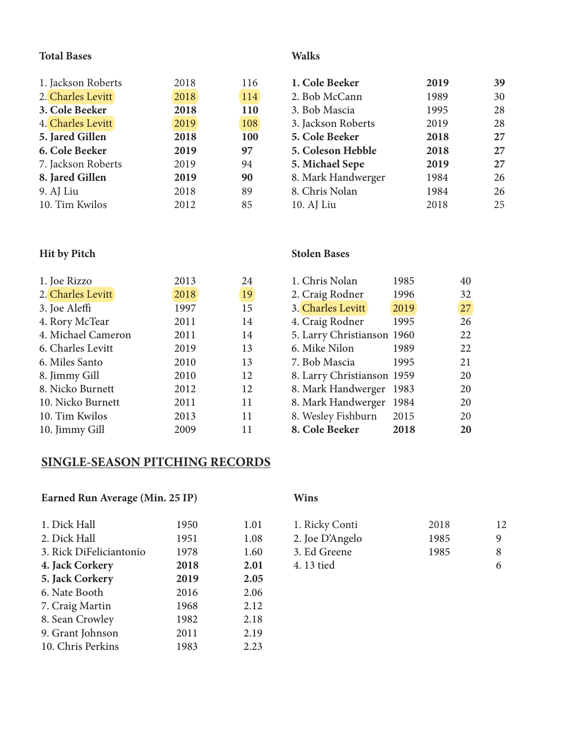### Total Bases

| Rank | Player | Year | Total |
|---|---|---|---|
| 1. | Jackson Roberts | 2018 | 116 |
| 2. | Charles Levitt | 2018 | 114 |
| **3.** | **Cole Beeker** | **2018** | **110** |
| 4. | Charles Levitt | 2019 | 108 |
| **5.** | **Jared Gillen** | **2018** | **100** |
| **6.** | **Cole Beeker** | **2019** | **97** |
| 7. | Jackson Roberts | 2019 | 94 |
| **8.** | **Jared Gillen** | **2019** | **90** |
| 9. | AJ Liu | 2018 | 89 |
| 10. | Tim Kwilos | 2012 | 85 |

### Walks

| Rank | Player | Year | Total |
|---|---|---|---|
| **1.** | **Cole Beeker** | **2019** | **39** |
| 2. | Bob McCann | 1989 | 30 |
| 3. | Bob Mascia | 1995 | 28 |
| 3. | Jackson Roberts | 2019 | 28 |
| **5.** | **Cole Beeker** | **2018** | **27** |
| **5.** | **Coleson Hebble** | **2018** | **27** |
| **5.** | **Michael Sepe** | **2019** | **27** |
| 8. | Mark Handwerger | 1984 | 26 |
| 8. | Chris Nolan | 1984 | 26 |
| 10. | AJ Liu | 2018 | 25 |

### Hit by Pitch

| Rank | Player | Year | Total |
|---|---|---|---|
| 1. | Joe Rizzo | 2013 | 24 |
| 2. | Charles Levitt | 2018 | 19 |
| 3. | Joe Aleffi | 1997 | 15 |
| 4. | Rory McTear | 2011 | 14 |
| 4. | Michael Cameron | 2011 | 14 |
| 6. | Charles Levitt | 2019 | 13 |
| 6. | Miles Santo | 2010 | 13 |
| 8. | Jimmy Gill | 2010 | 12 |
| 8. | Nicko Burnett | 2012 | 12 |
| 10. | Nicko Burnett | 2011 | 11 |
| 10. | Tim Kwilos | 2013 | 11 |
| 10. | Jimmy Gill | 2009 | 11 |

### Stolen Bases

| Rank | Player | Year | Total |
|---|---|---|---|
| 1. | Chris Nolan | 1985 | 40 |
| 2. | Craig Rodner | 1996 | 32 |
| 3. | Charles Levitt | 2019 | 27 |
| 4. | Craig Rodner | 1995 | 26 |
| 5. | Larry Christianson | 1960 | 22 |
| 6. | Mike Nilon | 1989 | 22 |
| 7. | Bob Mascia | 1995 | 21 |
| 8. | Larry Christianson | 1959 | 20 |
| 8. | Mark Handwerger | 1983 | 20 |
| 8. | Mark Handwerger | 1984 | 20 |
| 8. | Wesley Fishburn | 2015 | 20 |
| **8.** | **Cole Beeker** | **2018** | **20** |

## SINGLE-SEASON PITCHING RECORDS

### Earned Run Average (Min. 25 IP)

| Rank | Player | Year | ERA |
|---|---|---|---|
| 1. | Dick Hall | 1950 | 1.01 |
| 2. | Dick Hall | 1951 | 1.08 |
| 3. | Rick DiFeliciantonio | 1978 | 1.60 |
| **4.** | **Jack Corkery** | **2018** | **2.01** |
| **5.** | **Jack Corkery** | **2019** | **2.05** |
| 6. | Nate Booth | 2016 | 2.06 |
| 7. | Craig Martin | 1968 | 2.12 |
| 8. | Sean Crowley | 1982 | 2.18 |
| 9. | Grant Johnson | 2011 | 2.19 |
| 10. | Chris Perkins | 1983 | 2.23 |

### Wins

| Rank | Player | Year | Total |
|---|---|---|---|
| 1. | Ricky Conti | 2018 | 12 |
| 2. | Joe D'Angelo | 1985 | 9 |
| 3. | Ed Greene | 1985 | 8 |
| 4. | 13 tied | | 6 |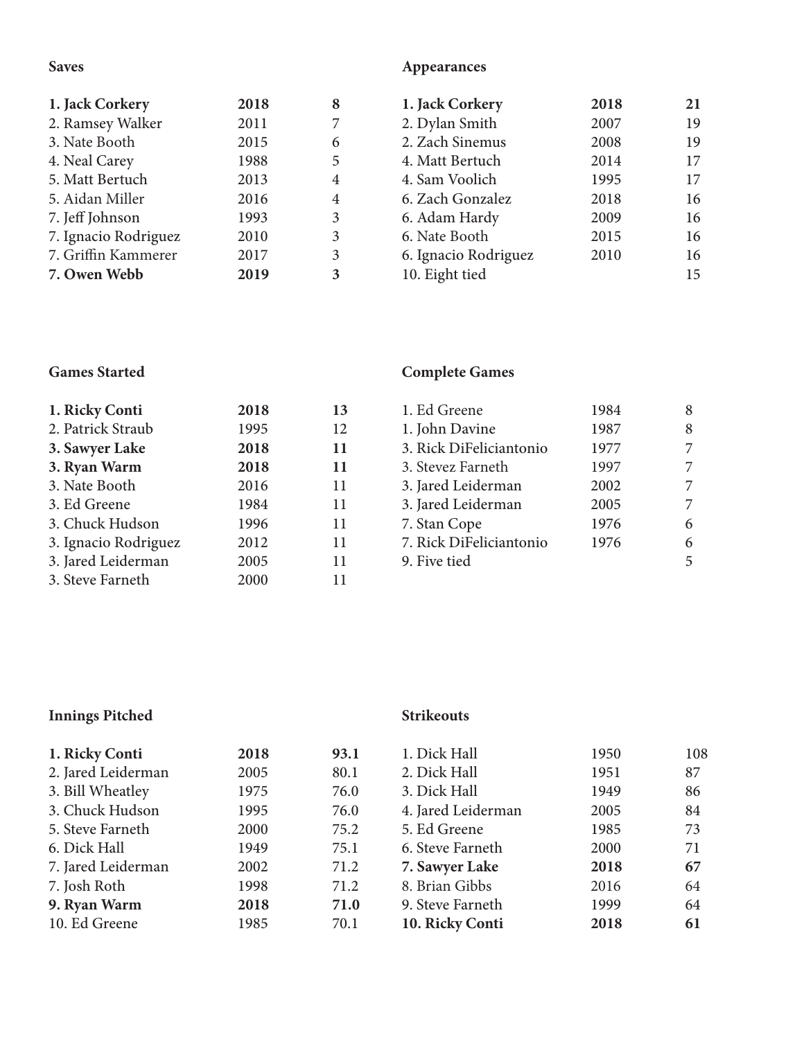**Saves**

| | | |
|---|---|---|
| **1. Jack Corkery** | **2018** | **8** |
| 2. Ramsey Walker | 2011 | 7 |
| 3. Nate Booth | 2015 | 6 |
| 4. Neal Carey | 1988 | 5 |
| 5. Matt Bertuch | 2013 | 4 |
| 5. Aidan Miller | 2016 | 4 |
| 7. Jeff Johnson | 1993 | 3 |
| 7. Ignacio Rodriguez | 2010 | 3 |
| 7. Griffin Kammerer | 2017 | 3 |
| **7. Owen Webb** | **2019** | **3** |

**Appearances**

| | | |
|---|---|---|
| **1. Jack Corkery** | **2018** | **21** |
| 2. Dylan Smith | 2007 | 19 |
| 2. Zach Sinemus | 2008 | 19 |
| 4. Matt Bertuch | 2014 | 17 |
| 4. Sam Voolich | 1995 | 17 |
| 6. Zach Gonzalez | 2018 | 16 |
| 6. Adam Hardy | 2009 | 16 |
| 6. Nate Booth | 2015 | 16 |
| 6. Ignacio Rodriguez | 2010 | 16 |
| 10. Eight tied | | 15 |

**Games Started**

| | | |
|---|---|---|
| **1. Ricky Conti** | **2018** | **13** |
| 2. Patrick Straub | 1995 | 12 |
| **3. Sawyer Lake** | **2018** | **11** |
| **3. Ryan Warm** | **2018** | **11** |
| 3. Nate Booth | 2016 | 11 |
| 3. Ed Greene | 1984 | 11 |
| 3. Chuck Hudson | 1996 | 11 |
| 3. Ignacio Rodriguez | 2012 | 11 |
| 3. Jared Leiderman | 2005 | 11 |
| 3. Steve Farneth | 2000 | 11 |

**Complete Games**

| | | |
|---|---|---|
| 1. Ed Greene | 1984 | 8 |
| 1. John Davine | 1987 | 8 |
| 3. Rick DiFeliciantonio | 1977 | 7 |
| 3. Stevez Farneth | 1997 | 7 |
| 3. Jared Leiderman | 2002 | 7 |
| 3. Jared Leiderman | 2005 | 7 |
| 7. Stan Cope | 1976 | 6 |
| 7. Rick DiFeliciantonio | 1976 | 6 |
| 9. Five tied | | 5 |

**Innings Pitched**

| | | |
|---|---|---|
| **1. Ricky Conti** | **2018** | **93.1** |
| 2. Jared Leiderman | 2005 | 80.1 |
| 3. Bill Wheatley | 1975 | 76.0 |
| 3. Chuck Hudson | 1995 | 76.0 |
| 5. Steve Farneth | 2000 | 75.2 |
| 6. Dick Hall | 1949 | 75.1 |
| 7. Jared Leiderman | 2002 | 71.2 |
| 7. Josh Roth | 1998 | 71.2 |
| **9. Ryan Warm** | **2018** | **71.0** |
| 10. Ed Greene | 1985 | 70.1 |

**Strikeouts**

| | | |
|---|---|---|
| 1. Dick Hall | 1950 | 108 |
| 2. Dick Hall | 1951 | 87 |
| 3. Dick Hall | 1949 | 86 |
| 4. Jared Leiderman | 2005 | 84 |
| 5. Ed Greene | 1985 | 73 |
| 6. Steve Farneth | 2000 | 71 |
| **7. Sawyer Lake** | **2018** | **67** |
| 8. Brian Gibbs | 2016 | 64 |
| 9. Steve Farneth | 1999 | 64 |
| **10. Ricky Conti** | **2018** | **61** |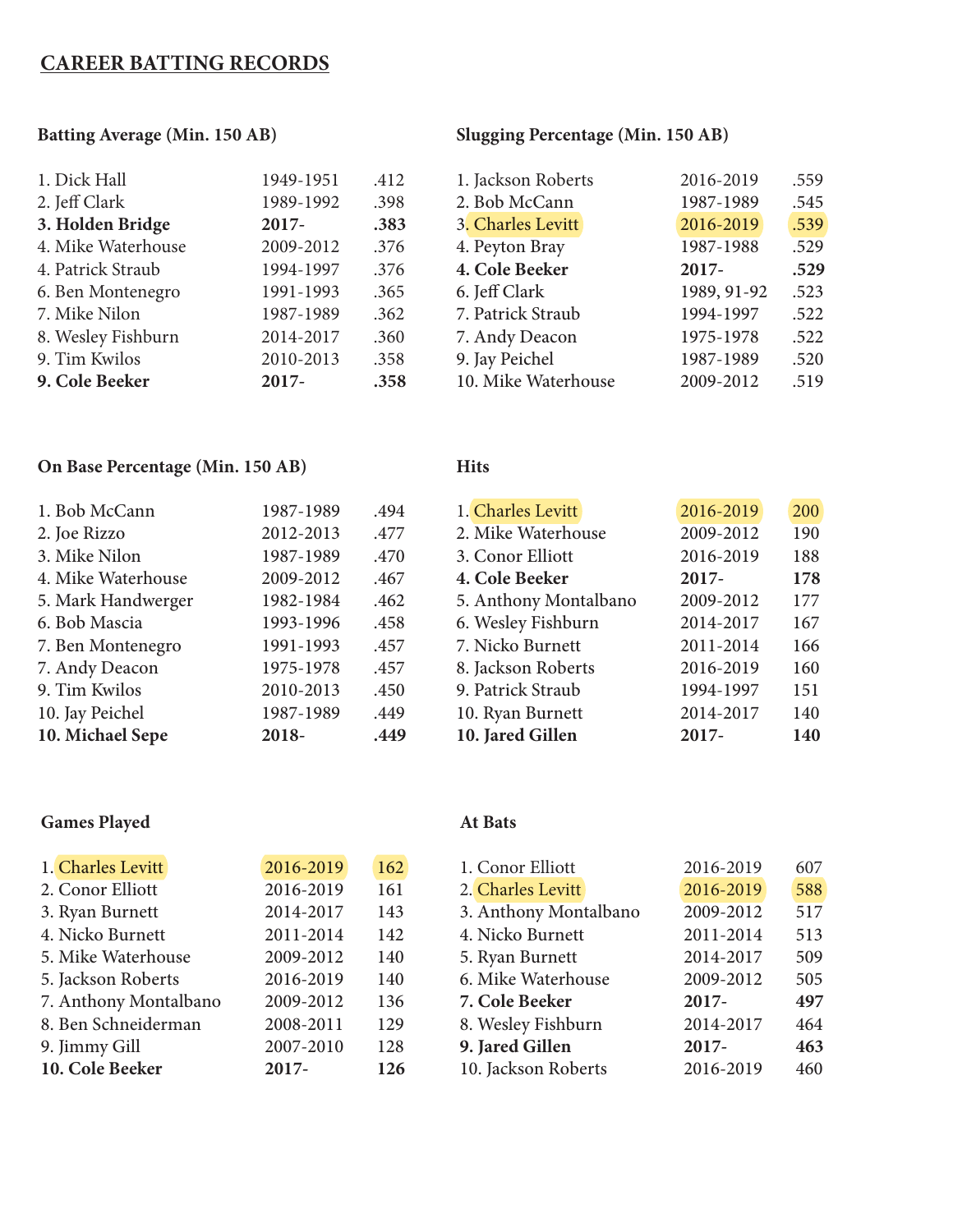## CAREER BATTING RECORDS

### Batting Average (Min. 150 AB)

| Player | Years | AVG |
|---|---|---|
| 1. Dick Hall | 1949-1951 | .412 |
| 2. Jeff Clark | 1989-1992 | .398 |
| **3. Holden Bridge** | **2017-** | **.383** |
| 4. Mike Waterhouse | 2009-2012 | .376 |
| 4. Patrick Straub | 1994-1997 | .376 |
| 6. Ben Montenegro | 1991-1993 | .365 |
| 7. Mike Nilon | 1987-1989 | .362 |
| 8. Wesley Fishburn | 2014-2017 | .360 |
| 9. Tim Kwilos | 2010-2013 | .358 |
| **9. Cole Beeker** | **2017-** | **.358** |

### Slugging Percentage (Min. 150 AB)

| Player | Years | SLG |
|---|---|---|
| 1. Jackson Roberts | 2016-2019 | .559 |
| 2. Bob McCann | 1987-1989 | .545 |
| 3. Charles Levitt | 2016-2019 | .539 |
| 4. Peyton Bray | 1987-1988 | .529 |
| **4. Cole Beeker** | **2017-** | **.529** |
| 6. Jeff Clark | 1989, 91-92 | .523 |
| 7. Patrick Straub | 1994-1997 | .522 |
| 7. Andy Deacon | 1975-1978 | .522 |
| 9. Jay Peichel | 1987-1989 | .520 |
| 10. Mike Waterhouse | 2009-2012 | .519 |

### On Base Percentage (Min. 150 AB)

| Player | Years | OBP |
|---|---|---|
| 1. Bob McCann | 1987-1989 | .494 |
| 2. Joe Rizzo | 2012-2013 | .477 |
| 3. Mike Nilon | 1987-1989 | .470 |
| 4. Mike Waterhouse | 2009-2012 | .467 |
| 5. Mark Handwerger | 1982-1984 | .462 |
| 6. Bob Mascia | 1993-1996 | .458 |
| 7. Ben Montenegro | 1991-1993 | .457 |
| 7. Andy Deacon | 1975-1978 | .457 |
| 9. Tim Kwilos | 2010-2013 | .450 |
| 10. Jay Peichel | 1987-1989 | .449 |
| **10. Michael Sepe** | **2018-** | **.449** |

### Hits

| Player | Years | Hits |
|---|---|---|
| 1. Charles Levitt | 2016-2019 | 200 |
| 2. Mike Waterhouse | 2009-2012 | 190 |
| 3. Conor Elliott | 2016-2019 | 188 |
| **4. Cole Beeker** | **2017-** | **178** |
| 5. Anthony Montalbano | 2009-2012 | 177 |
| 6. Wesley Fishburn | 2014-2017 | 167 |
| 7. Nicko Burnett | 2011-2014 | 166 |
| 8. Jackson Roberts | 2016-2019 | 160 |
| 9. Patrick Straub | 1994-1997 | 151 |
| 10. Ryan Burnett | 2014-2017 | 140 |
| **10. Jared Gillen** | **2017-** | **140** |

### Games Played

| Player | Years | Games |
|---|---|---|
| 1. Charles Levitt | 2016-2019 | 162 |
| 2. Conor Elliott | 2016-2019 | 161 |
| 3. Ryan Burnett | 2014-2017 | 143 |
| 4. Nicko Burnett | 2011-2014 | 142 |
| 5. Mike Waterhouse | 2009-2012 | 140 |
| 5. Jackson Roberts | 2016-2019 | 140 |
| 7. Anthony Montalbano | 2009-2012 | 136 |
| 8. Ben Schneiderman | 2008-2011 | 129 |
| 9. Jimmy Gill | 2007-2010 | 128 |
| **10. Cole Beeker** | **2017-** | **126** |

### At Bats

| Player | Years | AB |
|---|---|---|
| 1. Conor Elliott | 2016-2019 | 607 |
| 2. Charles Levitt | 2016-2019 | 588 |
| 3. Anthony Montalbano | 2009-2012 | 517 |
| 4. Nicko Burnett | 2011-2014 | 513 |
| 5. Ryan Burnett | 2014-2017 | 509 |
| 6. Mike Waterhouse | 2009-2012 | 505 |
| **7. Cole Beeker** | **2017-** | **497** |
| 8. Wesley Fishburn | 2014-2017 | 464 |
| **9. Jared Gillen** | **2017-** | **463** |
| 10. Jackson Roberts | 2016-2019 | 460 |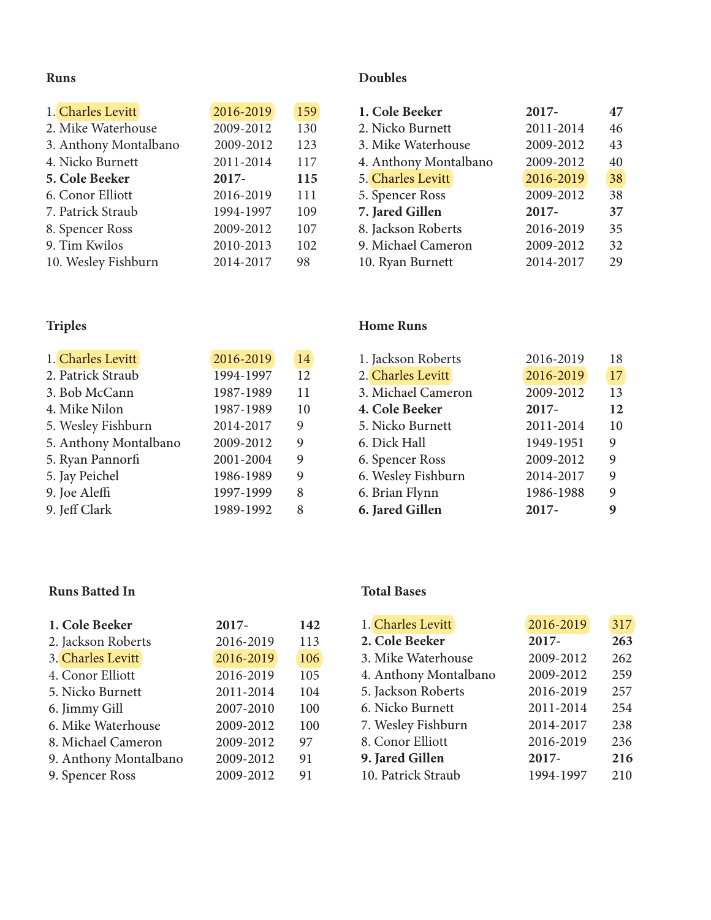### Runs

| Rank | Player | Years | Runs |
|---|---|---|---|
| 1. | Charles Levitt | 2016-2019 | 159 |
| 2. | Mike Waterhouse | 2009-2012 | 130 |
| 3. | Anthony Montalbano | 2009-2012 | 123 |
| 4. | Nicko Burnett | 2011-2014 | 117 |
| **5.** | **Cole Beeker** | **2017-** | **115** |
| 6. | Conor Elliott | 2016-2019 | 111 |
| 7. | Patrick Straub | 1994-1997 | 109 |
| 8. | Spencer Ross | 2009-2012 | 107 |
| 9. | Tim Kwilos | 2010-2013 | 102 |
| 10. | Wesley Fishburn | 2014-2017 | 98 |

### Doubles

| Rank | Player | Years | Doubles |
|---|---|---|---|
| **1.** | **Cole Beeker** | **2017-** | **47** |
| 2. | Nicko Burnett | 2011-2014 | 46 |
| 3. | Mike Waterhouse | 2009-2012 | 43 |
| 4. | Anthony Montalbano | 2009-2012 | 40 |
| 5. | Charles Levitt | 2016-2019 | 38 |
| 5. | Spencer Ross | 2009-2012 | 38 |
| **7.** | **Jared Gillen** | **2017-** | **37** |
| 8. | Jackson Roberts | 2016-2019 | 35 |
| 9. | Michael Cameron | 2009-2012 | 32 |
| 10. | Ryan Burnett | 2014-2017 | 29 |

### Triples

| Rank | Player | Years | Triples |
|---|---|---|---|
| 1. | Charles Levitt | 2016-2019 | 14 |
| 2. | Patrick Straub | 1994-1997 | 12 |
| 3. | Bob McCann | 1987-1989 | 11 |
| 4. | Mike Nilon | 1987-1989 | 10 |
| 5. | Wesley Fishburn | 2014-2017 | 9 |
| 5. | Anthony Montalbano | 2009-2012 | 9 |
| 5. | Ryan Pannorfi | 2001-2004 | 9 |
| 5. | Jay Peichel | 1986-1989 | 9 |
| 9. | Joe Aleffi | 1997-1999 | 8 |
| 9. | Jeff Clark | 1989-1992 | 8 |

### Home Runs

| Rank | Player | Years | Home Runs |
|---|---|---|---|
| 1. | Jackson Roberts | 2016-2019 | 18 |
| 2. | Charles Levitt | 2016-2019 | 17 |
| 3. | Michael Cameron | 2009-2012 | 13 |
| **4.** | **Cole Beeker** | **2017-** | **12** |
| 5. | Nicko Burnett | 2011-2014 | 10 |
| 6. | Dick Hall | 1949-1951 | 9 |
| 6. | Spencer Ross | 2009-2012 | 9 |
| 6. | Wesley Fishburn | 2014-2017 | 9 |
| 6. | Brian Flynn | 1986-1988 | 9 |
| **6.** | **Jared Gillen** | **2017-** | **9** |

### Runs Batted In

| Rank | Player | Years | RBI |
|---|---|---|---|
| **1.** | **Cole Beeker** | **2017-** | **142** |
| 2. | Jackson Roberts | 2016-2019 | 113 |
| 3. | Charles Levitt | 2016-2019 | 106 |
| 4. | Conor Elliott | 2016-2019 | 105 |
| 5. | Nicko Burnett | 2011-2014 | 104 |
| 6. | Jimmy Gill | 2007-2010 | 100 |
| 6. | Mike Waterhouse | 2009-2012 | 100 |
| 8. | Michael Cameron | 2009-2012 | 97 |
| 9. | Anthony Montalbano | 2009-2012 | 91 |
| 9. | Spencer Ross | 2009-2012 | 91 |

### Total Bases

| Rank | Player | Years | Total Bases |
|---|---|---|---|
| 1. | Charles Levitt | 2016-2019 | 317 |
| **2.** | **Cole Beeker** | **2017-** | **263** |
| 3. | Mike Waterhouse | 2009-2012 | 262 |
| 4. | Anthony Montalbano | 2009-2012 | 259 |
| 5. | Jackson Roberts | 2016-2019 | 257 |
| 6. | Nicko Burnett | 2011-2014 | 254 |
| 7. | Wesley Fishburn | 2014-2017 | 238 |
| 8. | Conor Elliott | 2016-2019 | 236 |
| **9.** | **Jared Gillen** | **2017-** | **216** |
| 10. | Patrick Straub | 1994-1997 | 210 |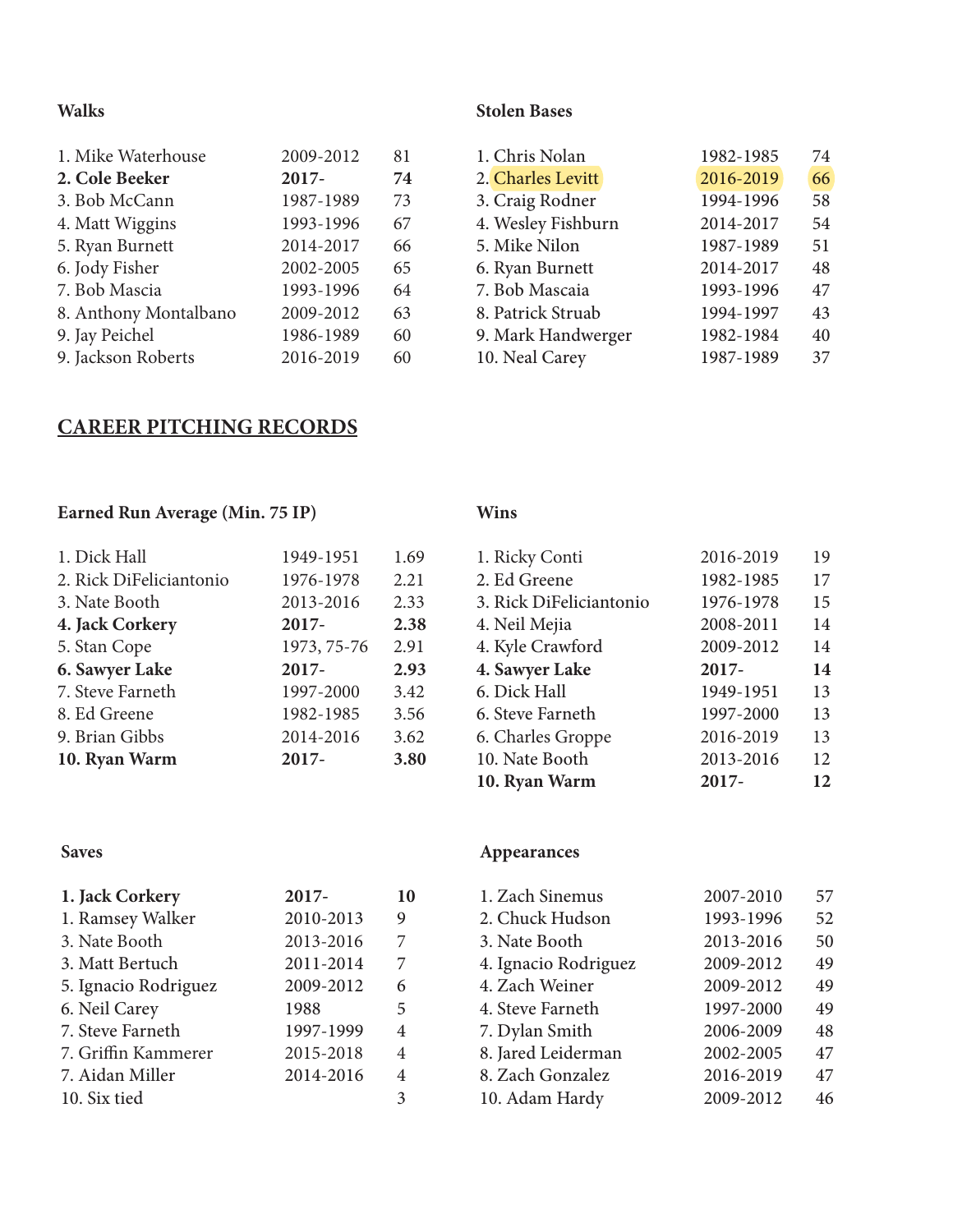### Walks

| Player | Years | Total |
|---|---|---|
| 1. Mike Waterhouse | 2009-2012 | 81 |
| **2. Cole Beeker** | **2017-** | **74** |
| 3. Bob McCann | 1987-1989 | 73 |
| 4. Matt Wiggins | 1993-1996 | 67 |
| 5. Ryan Burnett | 2014-2017 | 66 |
| 6. Jody Fisher | 2002-2005 | 65 |
| 7. Bob Mascia | 1993-1996 | 64 |
| 8. Anthony Montalbano | 2009-2012 | 63 |
| 9. Jay Peichel | 1986-1989 | 60 |
| 9. Jackson Roberts | 2016-2019 | 60 |

### Stolen Bases

| Player | Years | Total |
|---|---|---|
| 1. Chris Nolan | 1982-1985 | 74 |
| 2. Charles Levitt | 2016-2019 | 66 |
| 3. Craig Rodner | 1994-1996 | 58 |
| 4. Wesley Fishburn | 2014-2017 | 54 |
| 5. Mike Nilon | 1987-1989 | 51 |
| 6. Ryan Burnett | 2014-2017 | 48 |
| 7. Bob Mascaia | 1993-1996 | 47 |
| 8. Patrick Struab | 1994-1997 | 43 |
| 9. Mark Handwerger | 1982-1984 | 40 |
| 10. Neal Carey | 1987-1989 | 37 |

## CAREER PITCHING RECORDS

### Earned Run Average (Min. 75 IP)

| Player | Years | ERA |
|---|---|---|
| 1. Dick Hall | 1949-1951 | 1.69 |
| 2. Rick DiFeliciantonio | 1976-1978 | 2.21 |
| 3. Nate Booth | 2013-2016 | 2.33 |
| **4. Jack Corkery** | **2017-** | **2.38** |
| 5. Stan Cope | 1973, 75-76 | 2.91 |
| **6. Sawyer Lake** | **2017-** | **2.93** |
| 7. Steve Farneth | 1997-2000 | 3.42 |
| 8. Ed Greene | 1982-1985 | 3.56 |
| 9. Brian Gibbs | 2014-2016 | 3.62 |
| **10. Ryan Warm** | **2017-** | **3.80** |

### Wins

| Player | Years | Total |
|---|---|---|
| 1. Ricky Conti | 2016-2019 | 19 |
| 2. Ed Greene | 1982-1985 | 17 |
| 3. Rick DiFeliciantonio | 1976-1978 | 15 |
| 4. Neil Mejia | 2008-2011 | 14 |
| 4. Kyle Crawford | 2009-2012 | 14 |
| **4. Sawyer Lake** | **2017-** | **14** |
| 6. Dick Hall | 1949-1951 | 13 |
| 6. Steve Farneth | 1997-2000 | 13 |
| 6. Charles Groppe | 2016-2019 | 13 |
| 10. Nate Booth | 2013-2016 | 12 |
| **10. Ryan Warm** | **2017-** | **12** |

### Saves

| Player | Years | Total |
|---|---|---|
| **1. Jack Corkery** | **2017-** | **10** |
| 1. Ramsey Walker | 2010-2013 | 9 |
| 3. Nate Booth | 2013-2016 | 7 |
| 3. Matt Bertuch | 2011-2014 | 7 |
| 5. Ignacio Rodriguez | 2009-2012 | 6 |
| 6. Neil Carey | 1988 | 5 |
| 7. Steve Farneth | 1997-1999 | 4 |
| 7. Griffin Kammerer | 2015-2018 | 4 |
| 7. Aidan Miller | 2014-2016 | 4 |
| 10. Six tied | | 3 |

### Appearances

| Player | Years | Total |
|---|---|---|
| 1. Zach Sinemus | 2007-2010 | 57 |
| 2. Chuck Hudson | 1993-1996 | 52 |
| 3. Nate Booth | 2013-2016 | 50 |
| 4. Ignacio Rodriguez | 2009-2012 | 49 |
| 4. Zach Weiner | 2009-2012 | 49 |
| 4. Steve Farneth | 1997-2000 | 49 |
| 7. Dylan Smith | 2006-2009 | 48 |
| 8. Jared Leiderman | 2002-2005 | 47 |
| 8. Zach Gonzalez | 2016-2019 | 47 |
| 10. Adam Hardy | 2009-2012 | 46 |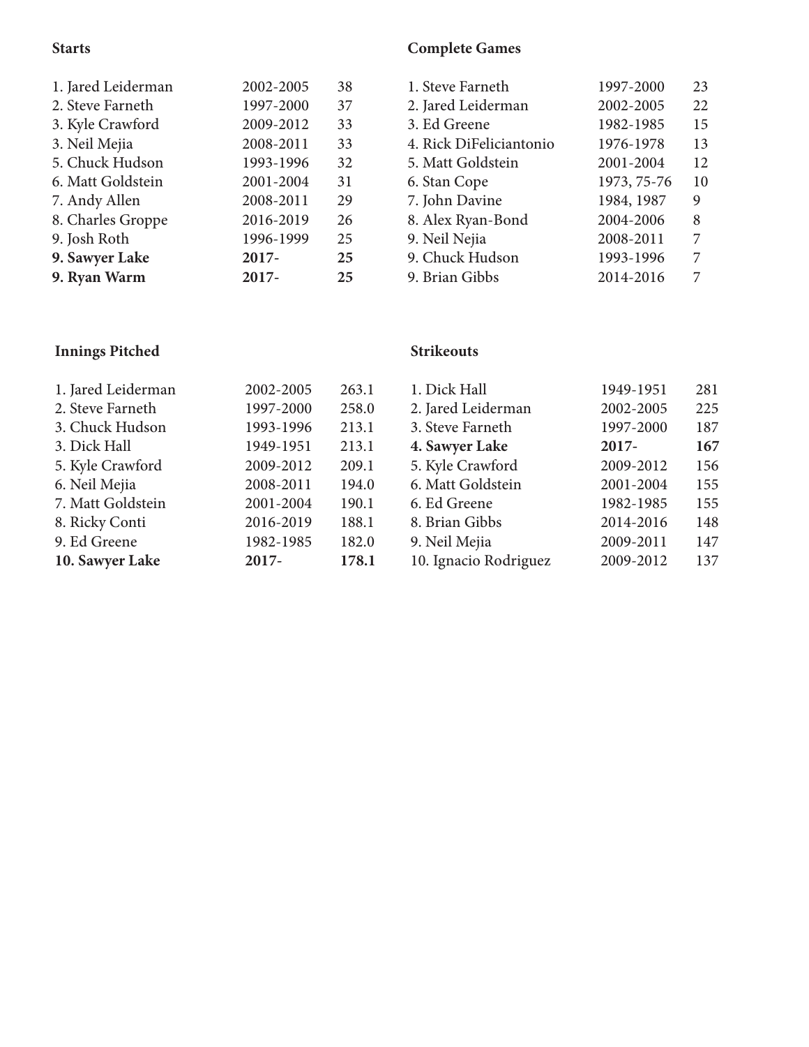**Starts**

| | | |
|---|---|---|
| 1. Jared Leiderman | 2002-2005 | 38 |
| 2. Steve Farneth | 1997-2000 | 37 |
| 3. Kyle Crawford | 2009-2012 | 33 |
| 3. Neil Mejia | 2008-2011 | 33 |
| 5. Chuck Hudson | 1993-1996 | 32 |
| 6. Matt Goldstein | 2001-2004 | 31 |
| 7. Andy Allen | 2008-2011 | 29 |
| 8. Charles Groppe | 2016-2019 | 26 |
| 9. Josh Roth | 1996-1999 | 25 |
| **9. Sawyer Lake** | **2017-** | **25** |
| **9. Ryan Warm** | **2017-** | **25** |

**Complete Games**

| | | |
|---|---|---|
| 1. Steve Farneth | 1997-2000 | 23 |
| 2. Jared Leiderman | 2002-2005 | 22 |
| 3. Ed Greene | 1982-1985 | 15 |
| 4. Rick DiFeliciantonio | 1976-1978 | 13 |
| 5. Matt Goldstein | 2001-2004 | 12 |
| 6. Stan Cope | 1973, 75-76 | 10 |
| 7. John Davine | 1984, 1987 | 9 |
| 8. Alex Ryan-Bond | 2004-2006 | 8 |
| 9. Neil Nejia | 2008-2011 | 7 |
| 9. Chuck Hudson | 1993-1996 | 7 |
| 9. Brian Gibbs | 2014-2016 | 7 |

**Innings Pitched**

| | | |
|---|---|---|
| 1. Jared Leiderman | 2002-2005 | 263.1 |
| 2. Steve Farneth | 1997-2000 | 258.0 |
| 3. Chuck Hudson | 1993-1996 | 213.1 |
| 3. Dick Hall | 1949-1951 | 213.1 |
| 5. Kyle Crawford | 2009-2012 | 209.1 |
| 6. Neil Mejia | 2008-2011 | 194.0 |
| 7. Matt Goldstein | 2001-2004 | 190.1 |
| 8. Ricky Conti | 2016-2019 | 188.1 |
| 9. Ed Greene | 1982-1985 | 182.0 |
| **10. Sawyer Lake** | **2017-** | **178.1** |

**Strikeouts**

| | | |
|---|---|---|
| 1. Dick Hall | 1949-1951 | 281 |
| 2. Jared Leiderman | 2002-2005 | 225 |
| 3. Steve Farneth | 1997-2000 | 187 |
| **4. Sawyer Lake** | **2017-** | **167** |
| 5. Kyle Crawford | 2009-2012 | 156 |
| 6. Matt Goldstein | 2001-2004 | 155 |
| 6. Ed Greene | 1982-1985 | 155 |
| 8. Brian Gibbs | 2014-2016 | 148 |
| 9. Neil Mejia | 2009-2011 | 147 |
| 10. Ignacio Rodriguez | 2009-2012 | 137 |